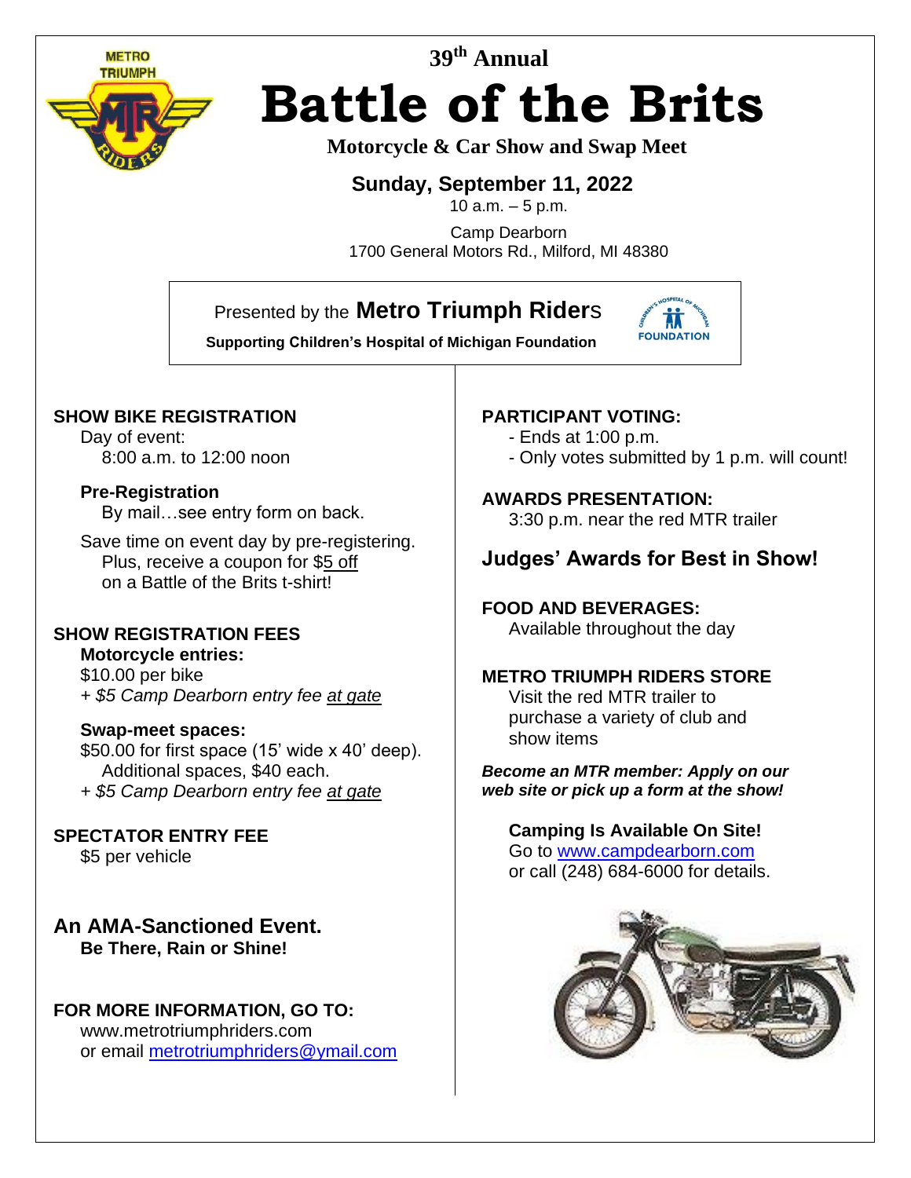39th Annual

# Battle of the Brits

**Motorcycle & Car Show and Swap Meet**

**Sunday, September 11, 2022**

10 a.m. – 5 p.m.

Camp Dearborn
1700 General Motors Rd., Milford, MI 48380

Presented by the **Metro Triumph Riders**

**Supporting Children's Hospital of Michigan Foundation**

## SHOW BIKE REGISTRATION

Day of event:
8:00 a.m. to 12:00 noon

**Pre-Registration**
By mail…see entry form on back.

Save time on event day by pre-registering.
Plus, receive a coupon for $5 off on a Battle of the Brits t-shirt!

## SHOW REGISTRATION FEES

**Motorcycle entries:**
$10.00 per bike
*+ $5 Camp Dearborn entry fee at gate*

**Swap-meet spaces:**
$50.00 for first space (15' wide x 40' deep).
Additional spaces, $40 each.
*+ $5 Camp Dearborn entry fee at gate*

## SPECTATOR ENTRY FEE

$5 per vehicle

## An AMA-Sanctioned Event.

**Be There, Rain or Shine!**

## FOR MORE INFORMATION, GO TO:

www.metrotriumphriders.com
or email metrotriumphriders@ymail.com

## PARTICIPANT VOTING:

- Ends at 1:00 p.m.
- Only votes submitted by 1 p.m. will count!

## AWARDS PRESENTATION:

3:30 p.m. near the red MTR trailer

## Judges' Awards for Best in Show!

## FOOD AND BEVERAGES:

Available throughout the day

## METRO TRIUMPH RIDERS STORE

Visit the red MTR trailer to purchase a variety of club and show items

***Become an MTR member: Apply on our web site or pick up a form at the show!***

**Camping Is Available On Site!**
Go to www.campdearborn.com
or call (248) 684-6000 for details.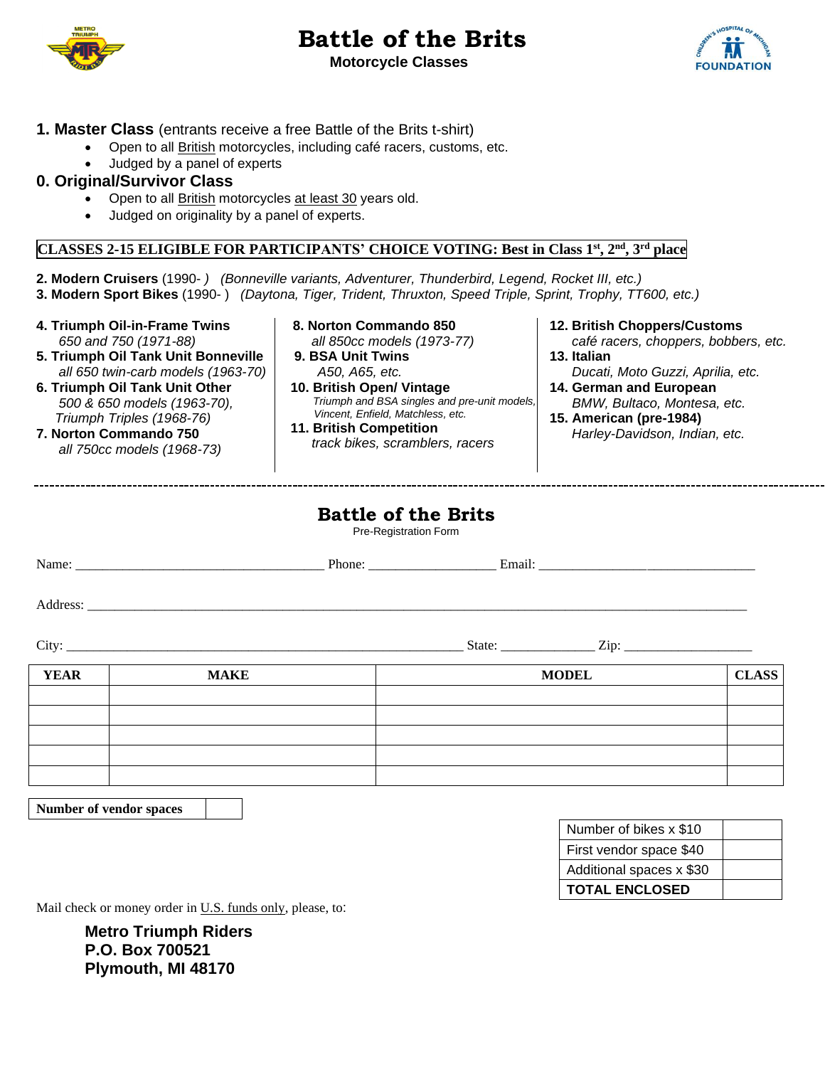# Battle of the Brits

**Motorcycle Classes**

**1. Master Class** (entrants receive a free Battle of the Brits t-shirt)

- Open to all British motorcycles, including café racers, customs, etc.
- Judged by a panel of experts

**0. Original/Survivor Class**

- Open to all British motorcycles at least 30 years old.
- Judged on originality by a panel of experts.

**CLASSES 2-15 ELIGIBLE FOR PARTICIPANTS' CHOICE VOTING: Best in Class 1st, 2nd, 3rd place**

**2. Modern Cruisers** (1990- ) *(Bonneville variants, Adventurer, Thunderbird, Legend, Rocket III, etc.)*
**3. Modern Sport Bikes** (1990- ) *(Daytona, Tiger, Trident, Thruxton, Speed Triple, Sprint, Trophy, TT600, etc.)*

**4. Triumph Oil-in-Frame Twins**
*650 and 750 (1971-88)*
**5. Triumph Oil Tank Unit Bonneville**
*all 650 twin-carb models (1963-70)*
**6. Triumph Oil Tank Unit Other**
*500 & 650 models (1963-70), Triumph Triples (1968-76)*
**7. Norton Commando 750**
*all 750cc models (1968-73)*

**8. Norton Commando 850**
*all 850cc models (1973-77)*
**9. BSA Unit Twins**
*A50, A65, etc.*
**10. British Open/ Vintage**
*Triumph and BSA singles and pre-unit models, Vincent, Enfield, Matchless, etc.*
**11. British Competition**
*track bikes, scramblers, racers*

**12. British Choppers/Customs**
*café racers, choppers, bobbers, etc.*
**13. Italian**
*Ducati, Moto Guzzi, Aprilia, etc.*
**14. German and European**
*BMW, Bultaco, Montesa, etc.*
**15. American (pre-1984)**
*Harley-Davidson, Indian, etc.*

---

## Battle of the Brits

Pre-Registration Form

Name: ____________________ Phone: ______________ Email: ____________________

Address: ________________________________________________

City: ______________________________ State: __________ Zip: ______________

| YEAR | MAKE | MODEL | CLASS |
|---|---|---|---|
| | | | |
| | | | |
| | | | |
| | | | |
| | | | |

| Number of vendor spaces | |
|---|---|

| | |
|---|---|
| Number of bikes x $10 | |
| First vendor space $40 | |
| Additional spaces x $30 | |
| **TOTAL ENCLOSED** | |

Mail check or money order in U.S. funds only, please, to:

**Metro Triumph Riders**
**P.O. Box 700521**
**Plymouth, MI 48170**